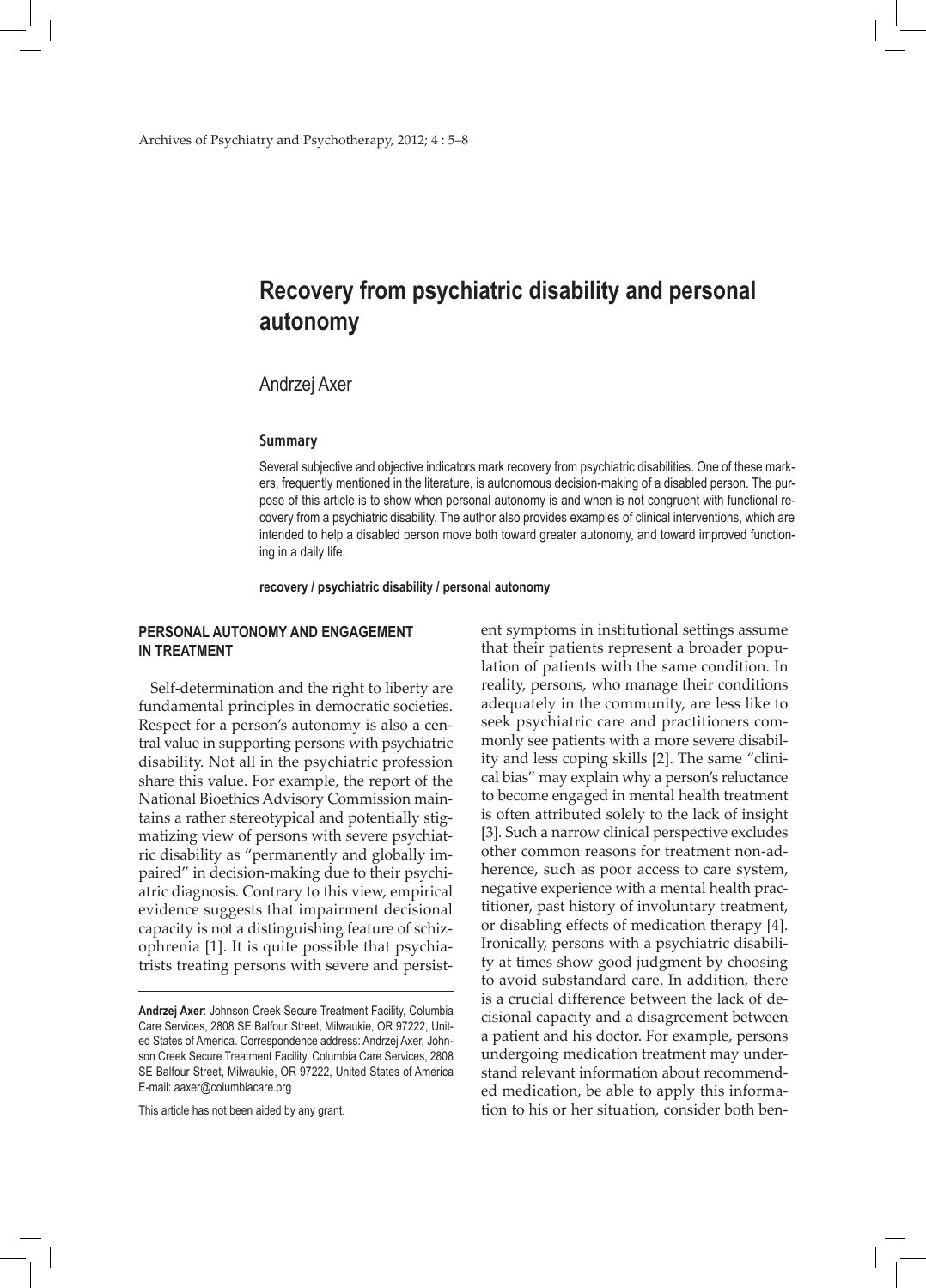# Recovery from psychiatric disability and personal autonomy

Andrzej Axer

### Summary

Several subjective and objective indicators mark recovery from psychiatric disabilities. One of these markers, frequently mentioned in the literature, is autonomous decision-making of a disabled person. The purpose of this article is to show when personal autonomy is and when is not congruent with functional recovery from a psychiatric disability. The author also provides examples of clinical interventions, which are intended to help a disabled person move both toward greater autonomy, and toward improved functioning in a daily life.

**recovery / psychiatric disability / personal autonomy**

## PERSONAL AUTONOMY AND ENGAGEMENT IN TREATMENT

Self-determination and the right to liberty are fundamental principles in democratic societies. Respect for a person's autonomy is also a central value in supporting persons with psychiatric disability. Not all in the psychiatric profession share this value. For example, the report of the National Bioethics Advisory Commission maintains a rather stereotypical and potentially stigmatizing view of persons with severe psychiatric disability as "permanently and globally impaired" in decision-making due to their psychiatric diagnosis. Contrary to this view, empirical evidence suggests that impairment decisional capacity is not a distinguishing feature of schizophrenia [1]. It is quite possible that psychiatrists treating persons with severe and persistent symptoms in institutional settings assume that their patients represent a broader population of patients with the same condition. In reality, persons, who manage their conditions adequately in the community, are less like to seek psychiatric care and practitioners commonly see patients with a more severe disability and less coping skills [2]. The same "clinical bias" may explain why a person's reluctance to become engaged in mental health treatment is often attributed solely to the lack of insight [3]. Such a narrow clinical perspective excludes other common reasons for treatment non-adherence, such as poor access to care system, negative experience with a mental health practitioner, past history of involuntary treatment, or disabling effects of medication therapy [4]. Ironically, persons with a psychiatric disability at times show good judgment by choosing to avoid substandard care. In addition, there is a crucial difference between the lack of decisional capacity and a disagreement between a patient and his doctor. For example, persons undergoing medication treatment may understand relevant information about recommended medication, be able to apply this information to his or her situation, consider both ben-

**Andrzej Axer**: Johnson Creek Secure Treatment Facility, Columbia Care Services, 2808 SE Balfour Street, Milwaukie, OR 97222, United States of America. Correspondence address: Andrzej Axer, Johnson Creek Secure Treatment Facility, Columbia Care Services, 2808 SE Balfour Street, Milwaukie, OR 97222, United States of America E-mail: aaxer@columbiacare.org

This article has not been aided by any grant.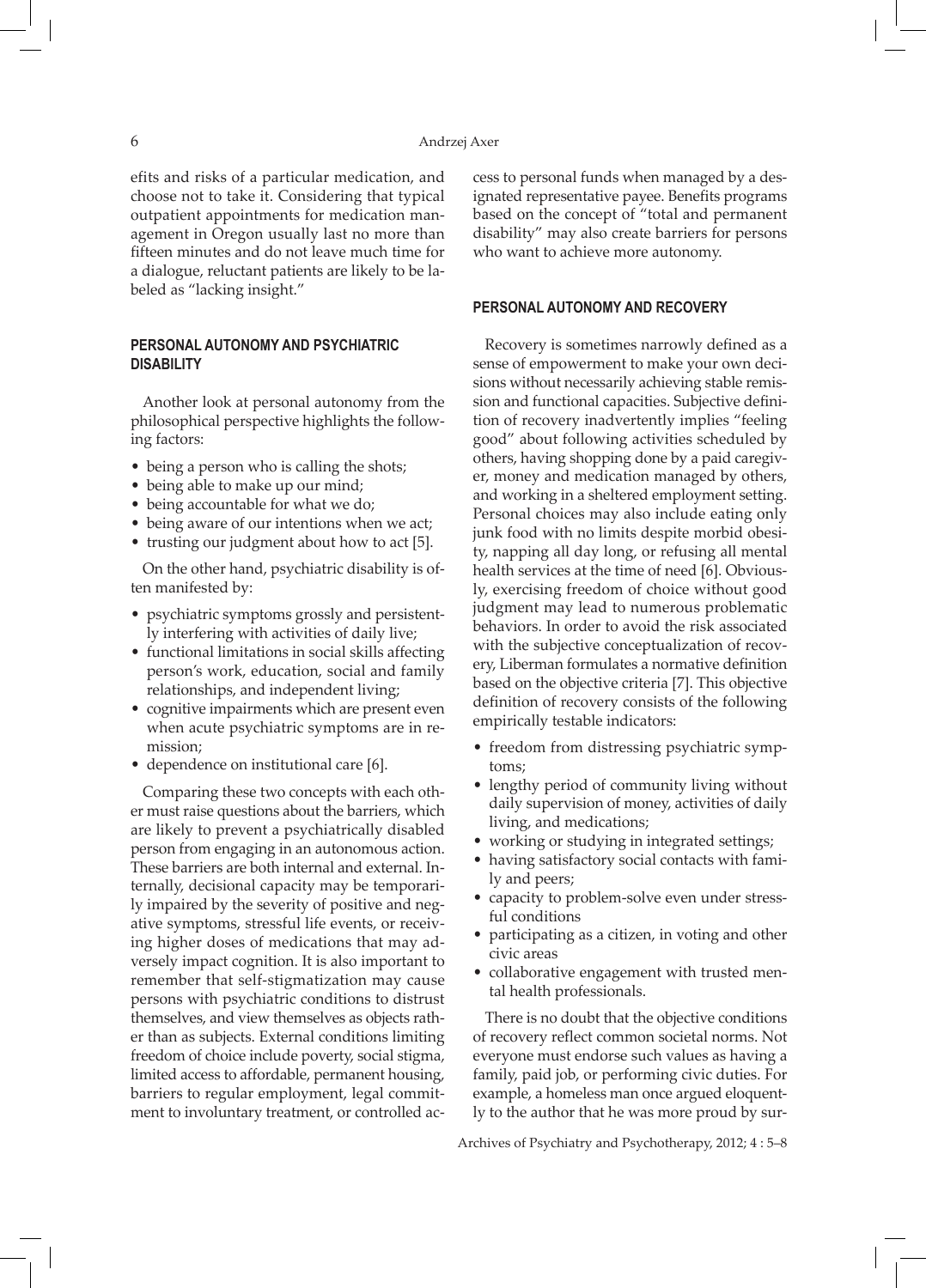efits and risks of a particular medication, and choose not to take it. Considering that typical outpatient appointments for medication management in Oregon usually last no more than fifteen minutes and do not leave much time for a dialogue, reluctant patients are likely to be labeled as "lacking insight."

## PERSONAL AUTONOMY AND PSYCHIATRIC DISABILITY

Another look at personal autonomy from the philosophical perspective highlights the following factors:

- being a person who is calling the shots;
- being able to make up our mind;
- being accountable for what we do;
- being aware of our intentions when we act;
- trusting our judgment about how to act [5].

On the other hand, psychiatric disability is often manifested by:

- psychiatric symptoms grossly and persistently interfering with activities of daily live;
- functional limitations in social skills affecting person's work, education, social and family relationships, and independent living;
- cognitive impairments which are present even when acute psychiatric symptoms are in remission;
- dependence on institutional care [6].

Comparing these two concepts with each other must raise questions about the barriers, which are likely to prevent a psychiatrically disabled person from engaging in an autonomous action. These barriers are both internal and external. Internally, decisional capacity may be temporarily impaired by the severity of positive and negative symptoms, stressful life events, or receiving higher doses of medications that may adversely impact cognition. It is also important to remember that self-stigmatization may cause persons with psychiatric conditions to distrust themselves, and view themselves as objects rather than as subjects. External conditions limiting freedom of choice include poverty, social stigma, limited access to affordable, permanent housing, barriers to regular employment, legal commitment to involuntary treatment, or controlled access to personal funds when managed by a designated representative payee. Benefits programs based on the concept of "total and permanent disability" may also create barriers for persons who want to achieve more autonomy.

## PERSONAL AUTONOMY AND RECOVERY

Recovery is sometimes narrowly defined as a sense of empowerment to make your own decisions without necessarily achieving stable remission and functional capacities. Subjective definition of recovery inadvertently implies "feeling good" about following activities scheduled by others, having shopping done by a paid caregiver, money and medication managed by others, and working in a sheltered employment setting. Personal choices may also include eating only junk food with no limits despite morbid obesity, napping all day long, or refusing all mental health services at the time of need [6]. Obviously, exercising freedom of choice without good judgment may lead to numerous problematic behaviors. In order to avoid the risk associated with the subjective conceptualization of recovery, Liberman formulates a normative definition based on the objective criteria [7]. This objective definition of recovery consists of the following empirically testable indicators:

- freedom from distressing psychiatric symptoms;
- lengthy period of community living without daily supervision of money, activities of daily living, and medications;
- working or studying in integrated settings;
- having satisfactory social contacts with family and peers;
- capacity to problem-solve even under stressful conditions
- participating as a citizen, in voting and other civic areas
- collaborative engagement with trusted mental health professionals.

There is no doubt that the objective conditions of recovery reflect common societal norms. Not everyone must endorse such values as having a family, paid job, or performing civic duties. For example, a homeless man once argued eloquently to the author that he was more proud by sur-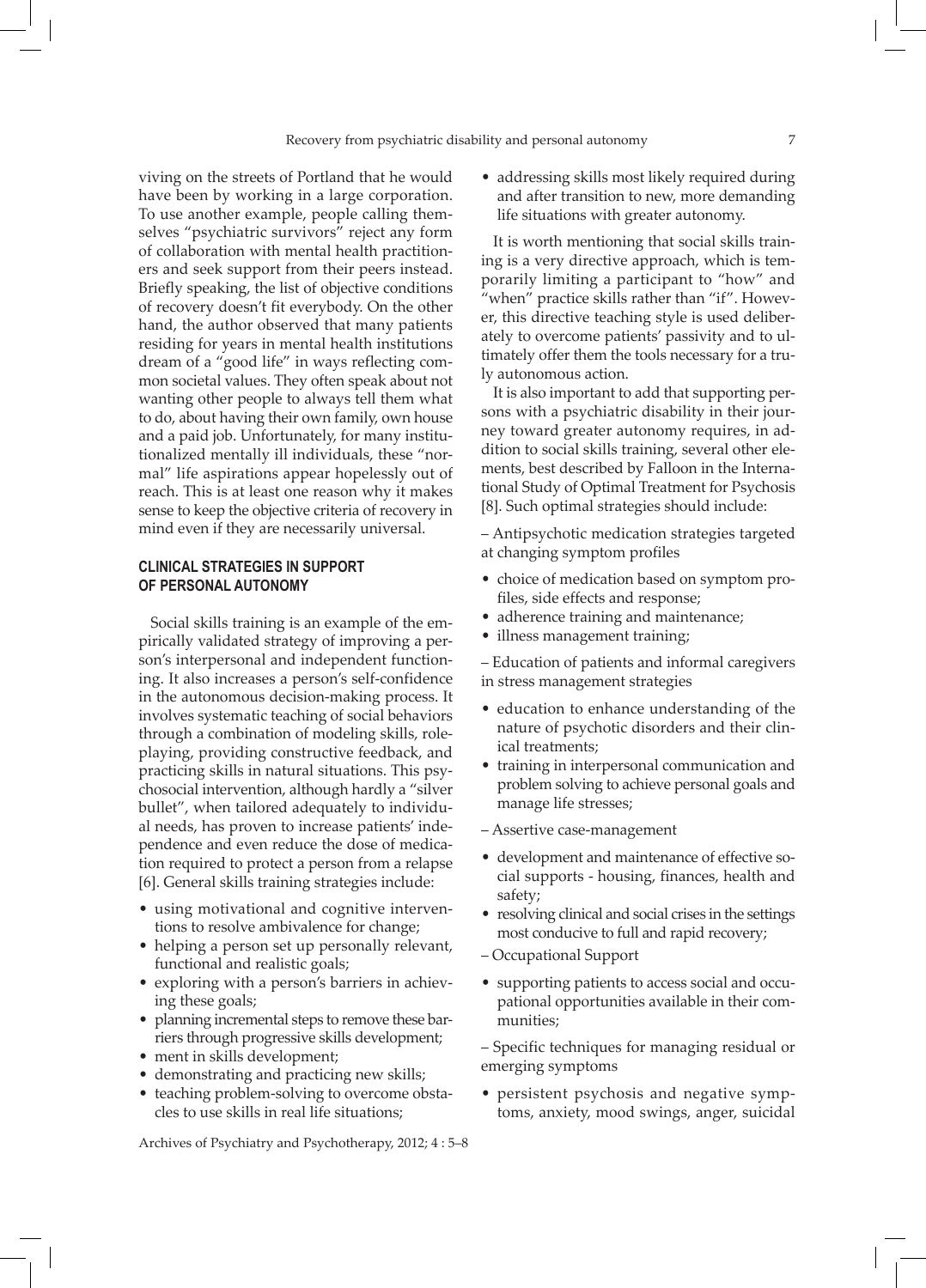viving on the streets of Portland that he would have been by working in a large corporation. To use another example, people calling themselves "psychiatric survivors" reject any form of collaboration with mental health practitioners and seek support from their peers instead. Briefly speaking, the list of objective conditions of recovery doesn't fit everybody. On the other hand, the author observed that many patients residing for years in mental health institutions dream of a "good life" in ways reflecting common societal values. They often speak about not wanting other people to always tell them what to do, about having their own family, own house and a paid job. Unfortunately, for many institutionalized mentally ill individuals, these "normal" life aspirations appear hopelessly out of reach. This is at least one reason why it makes sense to keep the objective criteria of recovery in mind even if they are necessarily universal.

## CLINICAL STRATEGIES IN SUPPORT OF PERSONAL AUTONOMY

Social skills training is an example of the empirically validated strategy of improving a person's interpersonal and independent functioning. It also increases a person's self-confidence in the autonomous decision-making process. It involves systematic teaching of social behaviors through a combination of modeling skills, role-playing, providing constructive feedback, and practicing skills in natural situations. This psychosocial intervention, although hardly a "silver bullet", when tailored adequately to individual needs, has proven to increase patients' independence and even reduce the dose of medication required to protect a person from a relapse [6]. General skills training strategies include:

- using motivational and cognitive interventions to resolve ambivalence for change;
- helping a person set up personally relevant, functional and realistic goals;
- exploring with a person's barriers in achieving these goals;
- planning incremental steps to remove these barriers through progressive skills development;
- ment in skills development;
- demonstrating and practicing new skills;
- teaching problem-solving to overcome obstacles to use skills in real life situations;
- addressing skills most likely required during and after transition to new, more demanding life situations with greater autonomy.

It is worth mentioning that social skills training is a very directive approach, which is temporarily limiting a participant to "how" and "when" practice skills rather than "if". However, this directive teaching style is used deliberately to overcome patients' passivity and to ultimately offer them the tools necessary for a truly autonomous action.

It is also important to add that supporting persons with a psychiatric disability in their journey toward greater autonomy requires, in addition to social skills training, several other elements, best described by Falloon in the International Study of Optimal Treatment for Psychosis [8]. Such optimal strategies should include:

– Antipsychotic medication strategies targeted at changing symptom profiles

- choice of medication based on symptom profiles, side effects and response;
- adherence training and maintenance;
- illness management training;

– Education of patients and informal caregivers in stress management strategies

- education to enhance understanding of the nature of psychotic disorders and their clinical treatments;
- training in interpersonal communication and problem solving to achieve personal goals and manage life stresses;

– Assertive case-management

- development and maintenance of effective social supports - housing, finances, health and safety;
- resolving clinical and social crises in the settings most conducive to full and rapid recovery;

– Occupational Support

- supporting patients to access social and occupational opportunities available in their communities;

– Specific techniques for managing residual or emerging symptoms

- persistent psychosis and negative symptoms, anxiety, mood swings, anger, suicidal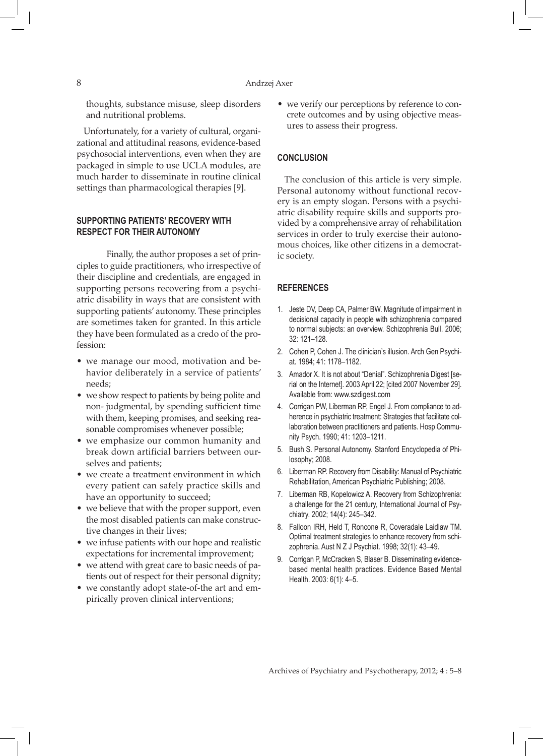thoughts, substance misuse, sleep disorders and nutritional problems.

Unfortunately, for a variety of cultural, organizational and attitudinal reasons, evidence-based psychosocial interventions, even when they are packaged in simple to use UCLA modules, are much harder to disseminate in routine clinical settings than pharmacological therapies [9].

## SUPPORTING PATIENTS' RECOVERY WITH RESPECT FOR THEIR AUTONOMY

Finally, the author proposes a set of principles to guide practitioners, who irrespective of their discipline and credentials, are engaged in supporting persons recovering from a psychiatric disability in ways that are consistent with supporting patients' autonomy. These principles are sometimes taken for granted. In this article they have been formulated as a credo of the profession:

- we manage our mood, motivation and behavior deliberately in a service of patients' needs;
- we show respect to patients by being polite and non- judgmental, by spending sufficient time with them, keeping promises, and seeking reasonable compromises whenever possible;
- we emphasize our common humanity and break down artificial barriers between ourselves and patients;
- we create a treatment environment in which every patient can safely practice skills and have an opportunity to succeed;
- we believe that with the proper support, even the most disabled patients can make constructive changes in their lives;
- we infuse patients with our hope and realistic expectations for incremental improvement;
- we attend with great care to basic needs of patients out of respect for their personal dignity;
- we constantly adopt state-of-the art and empirically proven clinical interventions;
- we verify our perceptions by reference to concrete outcomes and by using objective measures to assess their progress.

## CONCLUSION

The conclusion of this article is very simple. Personal autonomy without functional recovery is an empty slogan. Persons with a psychiatric disability require skills and supports provided by a comprehensive array of rehabilitation services in order to truly exercise their autonomous choices, like other citizens in a democratic society.

## REFERENCES

1. Jeste DV, Deep CA, Palmer BW. Magnitude of impairment in decisional capacity in people with schizophrenia compared to normal subjects: an overview. Schizophrenia Bull. 2006; 32: 121–128.
2. Cohen P, Cohen J. The clinician's illusion. Arch Gen Psychiat. 1984; 41: 1178–1182.
3. Amador X. It is not about "Denial". Schizophrenia Digest [serial on the Internet]. 2003 April 22; [cited 2007 November 29]. Available from: www.szdigest.com
4. Corrigan PW, Liberman RP, Engel J. From compliance to adherence in psychiatric treatment: Strategies that facilitate collaboration between practitioners and patients. Hosp Community Psych. 1990; 41: 1203–1211.
5. Bush S. Personal Autonomy. Stanford Encyclopedia of Philosophy; 2008.
6. Liberman RP. Recovery from Disability: Manual of Psychiatric Rehabilitation, American Psychiatric Publishing; 2008.
7. Liberman RB, Kopelowicz A. Recovery from Schizophrenia: a challenge for the 21 century, International Journal of Psychiatry. 2002; 14(4): 245–342.
8. Falloon IRH, Held T, Roncone R, Coveradale Laidlaw TM. Optimal treatment strategies to enhance recovery from schizophrenia. Aust N Z J Psychiat. 1998; 32(1): 43–49.
9. Corrigan P, McCracken S, Blaser B. Disseminating evidence-based mental health practices. Evidence Based Mental Health. 2003: 6(1): 4–5.